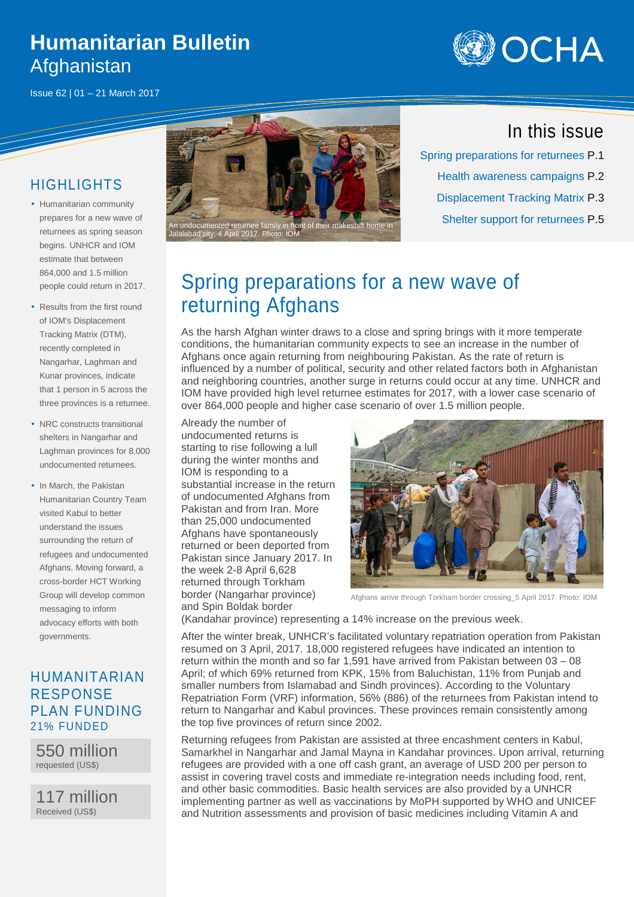# Humanitarian Bulletin Afghanistan

Issue 62 | 01 – 21 March 2017

OCHA

## In this issue

- Spring preparations for returnees P.1
- Health awareness campaigns P.2
- Displacement Tracking Matrix P.3
- Shelter support for returnees P.5

An undocumented returnee family in front of their makeshift home in Jalalabad city, 4 April 2017. Photo: IOM

## HIGHLIGHTS

- Humanitarian community prepares for a new wave of returnees as spring season begins. UNHCR and IOM estimate that between 864,000 and 1.5 million people could return in 2017.
- Results from the first round of IOM's Displacement Tracking Matrix (DTM), recently completed in Nangarhar, Laghman and Kunar provinces, indicate that 1 person in 5 across the three provinces is a returnee.
- NRC constructs transitional shelters in Nangarhar and Laghman provinces for 8,000 undocumented returnees.
- In March, the Pakistan Humanitarian Country Team visited Kabul to better understand the issues surrounding the return of refugees and undocumented Afghans. Moving forward, a cross-border HCT Working Group will develop common messaging to inform advocacy efforts with both governments.

## HUMANITARIAN RESPONSE PLAN FUNDING

21% FUNDED

550 million
requested (US$)

117 million
Received (US$)

# Spring preparations for a new wave of returning Afghans

As the harsh Afghan winter draws to a close and spring brings with it more temperate conditions, the humanitarian community expects to see an increase in the number of Afghans once again returning from neighbouring Pakistan. As the rate of return is influenced by a number of political, security and other related factors both in Afghanistan and neighboring countries, another surge in returns could occur at any time. UNHCR and IOM have provided high level returnee estimates for 2017, with a lower case scenario of over 864,000 people and higher case scenario of over 1.5 million people.

Already the number of undocumented returns is starting to rise following a lull during the winter months and IOM is responding to a substantial increase in the return of undocumented Afghans from Pakistan and from Iran. More than 25,000 undocumented Afghans have spontaneously returned or been deported from Pakistan since January 2017. In the week 2-8 April 6,628 returned through Torkham border (Nangarhar province) and Spin Boldak border (Kandahar province) representing a 14% increase on the previous week.

Afghans arrive through Torkham border crossing_5 April 2017. Photo: IOM

After the winter break, UNHCR's facilitated voluntary repatriation operation from Pakistan resumed on 3 April, 2017. 18,000 registered refugees have indicated an intention to return within the month and so far 1,591 have arrived from Pakistan between 03 – 08 April; of which 69% returned from KPK, 15% from Baluchistan, 11% from Punjab and smaller numbers from Islamabad and Sindh provinces). According to the Voluntary Repatriation Form (VRF) information, 56% (886) of the returnees from Pakistan intend to return to Nangarhar and Kabul provinces. These provinces remain consistently among the top five provinces of return since 2002.

Returning refugees from Pakistan are assisted at three encashment centers in Kabul, Samarkhel in Nangarhar and Jamal Mayna in Kandahar provinces. Upon arrival, returning refugees are provided with a one off cash grant, an average of USD 200 per person to assist in covering travel costs and immediate re-integration needs including food, rent, and other basic commodities. Basic health services are also provided by a UNHCR implementing partner as well as vaccinations by MoPH supported by WHO and UNICEF and Nutrition assessments and provision of basic medicines including Vitamin A and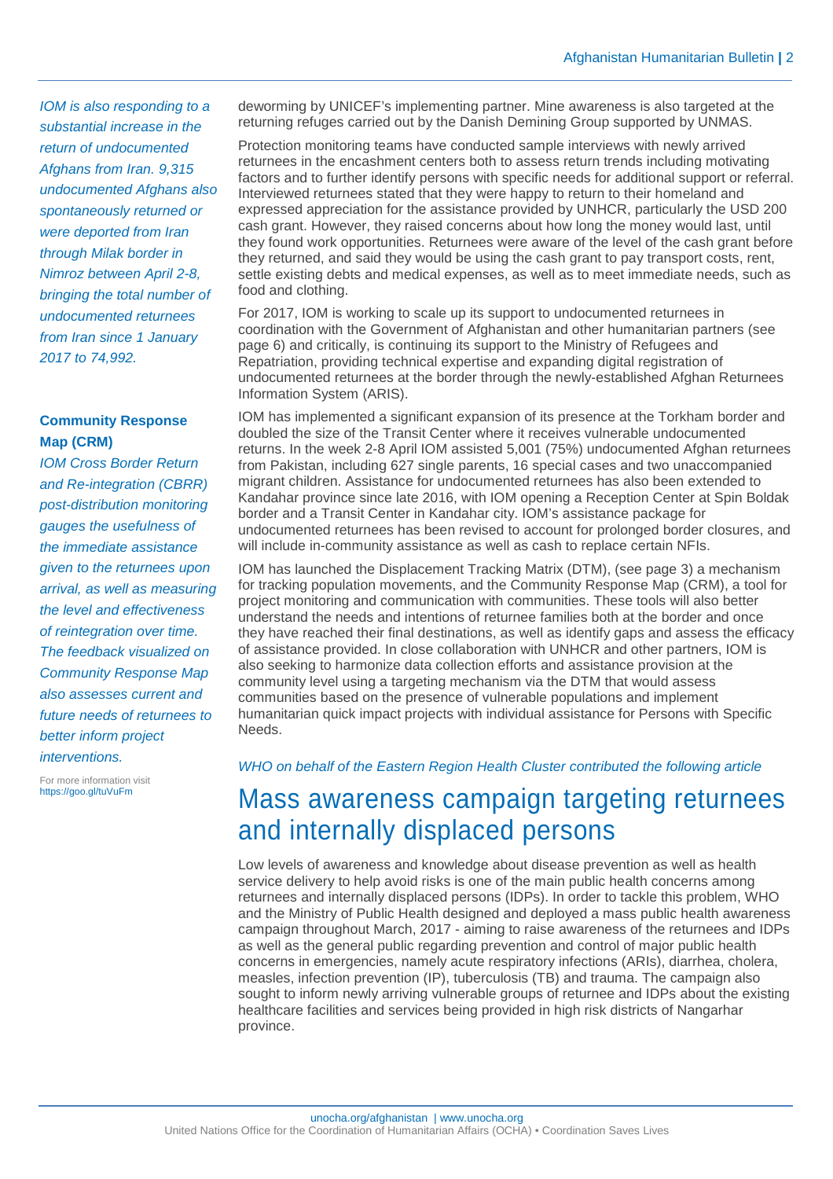*IOM is also responding to a substantial increase in the return of undocumented Afghans from Iran. 9,315 undocumented Afghans also spontaneously returned or were deported from Iran through Milak border in Nimroz between April 2-8, bringing the total number of undocumented returnees from Iran since 1 January 2017 to 74,992.*

**Community Response Map (CRM)**

*IOM Cross Border Return and Re-integration (CBRR) post-distribution monitoring gauges the usefulness of the immediate assistance given to the returnees upon arrival, as well as measuring the level and effectiveness of reintegration over time. The feedback visualized on Community Response Map also assesses current and future needs of returnees to better inform project interventions.*

For more information visit https://goo.gl/tuVuFm

deworming by UNICEF's implementing partner. Mine awareness is also targeted at the returning refuges carried out by the Danish Demining Group supported by UNMAS.

Protection monitoring teams have conducted sample interviews with newly arrived returnees in the encashment centers both to assess return trends including motivating factors and to further identify persons with specific needs for additional support or referral. Interviewed returnees stated that they were happy to return to their homeland and expressed appreciation for the assistance provided by UNHCR, particularly the USD 200 cash grant. However, they raised concerns about how long the money would last, until they found work opportunities. Returnees were aware of the level of the cash grant before they returned, and said they would be using the cash grant to pay transport costs, rent, settle existing debts and medical expenses, as well as to meet immediate needs, such as food and clothing.

For 2017, IOM is working to scale up its support to undocumented returnees in coordination with the Government of Afghanistan and other humanitarian partners (see page 6) and critically, is continuing its support to the Ministry of Refugees and Repatriation, providing technical expertise and expanding digital registration of undocumented returnees at the border through the newly-established Afghan Returnees Information System (ARIS).

IOM has implemented a significant expansion of its presence at the Torkham border and doubled the size of the Transit Center where it receives vulnerable undocumented returns. In the week 2-8 April IOM assisted 5,001 (75%) undocumented Afghan returnees from Pakistan, including 627 single parents, 16 special cases and two unaccompanied migrant children. Assistance for undocumented returnees has also been extended to Kandahar province since late 2016, with IOM opening a Reception Center at Spin Boldak border and a Transit Center in Kandahar city. IOM's assistance package for undocumented returnees has been revised to account for prolonged border closures, and will include in-community assistance as well as cash to replace certain NFIs.

IOM has launched the Displacement Tracking Matrix (DTM), (see page 3) a mechanism for tracking population movements, and the Community Response Map (CRM), a tool for project monitoring and communication with communities. These tools will also better understand the needs and intentions of returnee families both at the border and once they have reached their final destinations, as well as identify gaps and assess the efficacy of assistance provided. In close collaboration with UNHCR and other partners, IOM is also seeking to harmonize data collection efforts and assistance provision at the community level using a targeting mechanism via the DTM that would assess communities based on the presence of vulnerable populations and implement humanitarian quick impact projects with individual assistance for Persons with Specific Needs.

*WHO on behalf of the Eastern Region Health Cluster contributed the following article*

# Mass awareness campaign targeting returnees and internally displaced persons

Low levels of awareness and knowledge about disease prevention as well as health service delivery to help avoid risks is one of the main public health concerns among returnees and internally displaced persons (IDPs). In order to tackle this problem, WHO and the Ministry of Public Health designed and deployed a mass public health awareness campaign throughout March, 2017 - aiming to raise awareness of the returnees and IDPs as well as the general public regarding prevention and control of major public health concerns in emergencies, namely acute respiratory infections (ARIs), diarrhea, cholera, measles, infection prevention (IP), tuberculosis (TB) and trauma. The campaign also sought to inform newly arriving vulnerable groups of returnee and IDPs about the existing healthcare facilities and services being provided in high risk districts of Nangarhar province.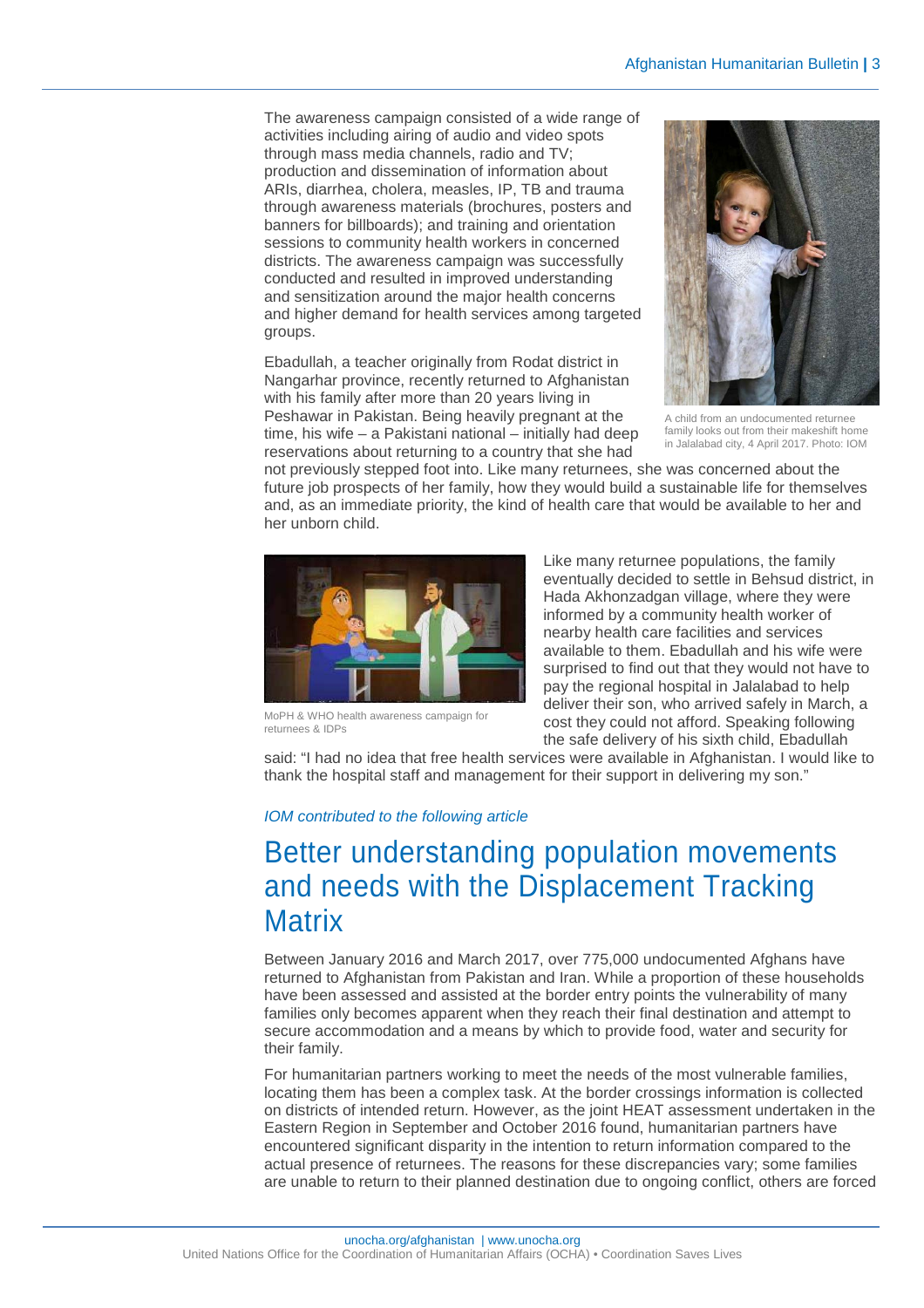The awareness campaign consisted of a wide range of activities including airing of audio and video spots through mass media channels, radio and TV; production and dissemination of information about ARIs, diarrhea, cholera, measles, IP, TB and trauma through awareness materials (brochures, posters and banners for billboards); and training and orientation sessions to community health workers in concerned districts. The awareness campaign was successfully conducted and resulted in improved understanding and sensitization around the major health concerns and higher demand for health services among targeted groups.

A child from an undocumented returnee family looks out from their makeshift home in Jalalabad city, 4 April 2017. Photo: IOM

Ebadullah, a teacher originally from Rodat district in Nangarhar province, recently returned to Afghanistan with his family after more than 20 years living in Peshawar in Pakistan. Being heavily pregnant at the time, his wife – a Pakistani national – initially had deep reservations about returning to a country that she had not previously stepped foot into. Like many returnees, she was concerned about the future job prospects of her family, how they would build a sustainable life for themselves and, as an immediate priority, the kind of health care that would be available to her and her unborn child.

MoPH & WHO health awareness campaign for returnees & IDPs

Like many returnee populations, the family eventually decided to settle in Behsud district, in Hada Akhonzadgan village, where they were informed by a community health worker of nearby health care facilities and services available to them. Ebadullah and his wife were surprised to find out that they would not have to pay the regional hospital in Jalalabad to help deliver their son, who arrived safely in March, a cost they could not afford. Speaking following the safe delivery of his sixth child, Ebadullah said: "I had no idea that free health services were available in Afghanistan. I would like to thank the hospital staff and management for their support in delivering my son."

*IOM contributed to the following article*

# Better understanding population movements and needs with the Displacement Tracking Matrix

Between January 2016 and March 2017, over 775,000 undocumented Afghans have returned to Afghanistan from Pakistan and Iran. While a proportion of these households have been assessed and assisted at the border entry points the vulnerability of many families only becomes apparent when they reach their final destination and attempt to secure accommodation and a means by which to provide food, water and security for their family.

For humanitarian partners working to meet the needs of the most vulnerable families, locating them has been a complex task. At the border crossings information is collected on districts of intended return. However, as the joint HEAT assessment undertaken in the Eastern Region in September and October 2016 found, humanitarian partners have encountered significant disparity in the intention to return information compared to the actual presence of returnees. The reasons for these discrepancies vary; some families are unable to return to their planned destination due to ongoing conflict, others are forced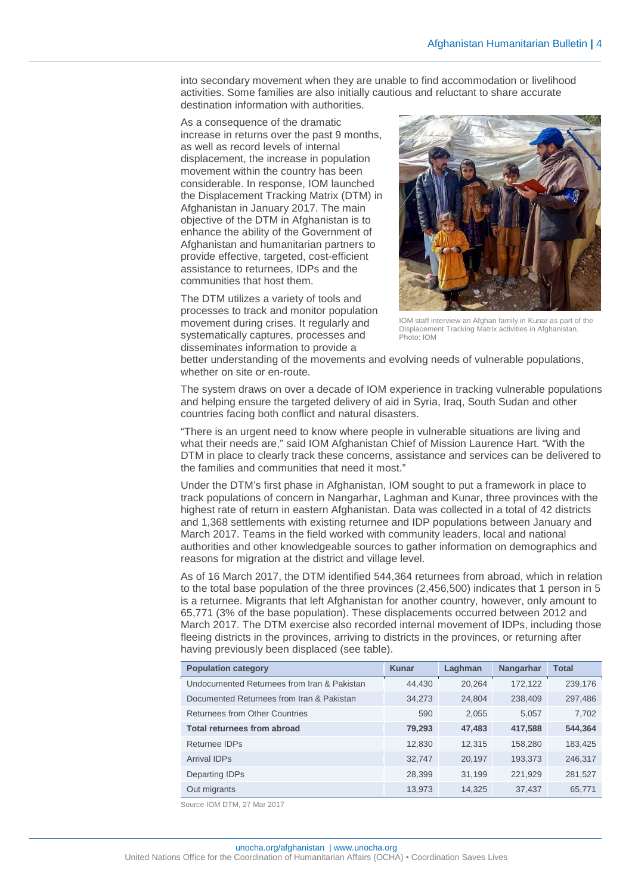into secondary movement when they are unable to find accommodation or livelihood activities. Some families are also initially cautious and reluctant to share accurate destination information with authorities.

As a consequence of the dramatic increase in returns over the past 9 months, as well as record levels of internal displacement, the increase in population movement within the country has been considerable. In response, IOM launched the Displacement Tracking Matrix (DTM) in Afghanistan in January 2017. The main objective of the DTM in Afghanistan is to enhance the ability of the Government of Afghanistan and humanitarian partners to provide effective, targeted, cost-efficient assistance to returnees, IDPs and the communities that host them.

IOM staff interview an Afghan family in Kunar as part of the Displacement Tracking Matrix activities in Afghanistan. Photo: IOM

The DTM utilizes a variety of tools and processes to track and monitor population movement during crises. It regularly and systematically captures, processes and disseminates information to provide a better understanding of the movements and evolving needs of vulnerable populations, whether on site or en-route.

The system draws on over a decade of IOM experience in tracking vulnerable populations and helping ensure the targeted delivery of aid in Syria, Iraq, South Sudan and other countries facing both conflict and natural disasters.

"There is an urgent need to know where people in vulnerable situations are living and what their needs are," said IOM Afghanistan Chief of Mission Laurence Hart. "With the DTM in place to clearly track these concerns, assistance and services can be delivered to the families and communities that need it most."

Under the DTM's first phase in Afghanistan, IOM sought to put a framework in place to track populations of concern in Nangarhar, Laghman and Kunar, three provinces with the highest rate of return in eastern Afghanistan. Data was collected in a total of 42 districts and 1,368 settlements with existing returnee and IDP populations between January and March 2017. Teams in the field worked with community leaders, local and national authorities and other knowledgeable sources to gather information on demographics and reasons for migration at the district and village level.

As of 16 March 2017, the DTM identified 544,364 returnees from abroad, which in relation to the total base population of the three provinces (2,456,500) indicates that 1 person in 5 is a returnee. Migrants that left Afghanistan for another country, however, only amount to 65,771 (3% of the base population). These displacements occurred between 2012 and March 2017. The DTM exercise also recorded internal movement of IDPs, including those fleeing districts in the provinces, arriving to districts in the provinces, or returning after having previously been displaced (see table).

| Population category | Kunar | Laghman | Nangarhar | Total |
|---|---|---|---|---|
| Undocumented Returnees from Iran & Pakistan | 44,430 | 20,264 | 172,122 | 239,176 |
| Documented Returnees from Iran & Pakistan | 34,273 | 24,804 | 238,409 | 297,486 |
| Returnees from Other Countries | 590 | 2,055 | 5,057 | 7,702 |
| **Total returnees from abroad** | **79,293** | **47,483** | **417,588** | **544,364** |
| Returnee IDPs | 12,830 | 12,315 | 158,280 | 183,425 |
| Arrival IDPs | 32,747 | 20,197 | 193,373 | 246,317 |
| Departing IDPs | 28,399 | 31,199 | 221,929 | 281,527 |
| Out migrants | 13,973 | 14,325 | 37,437 | 65,771 |

Source IOM DTM, 27 Mar 2017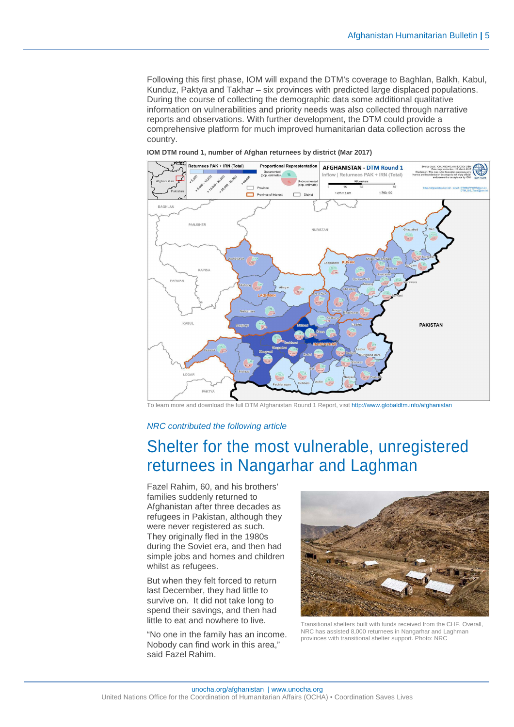Following this first phase, IOM will expand the DTM's coverage to Baghlan, Balkh, Kabul, Kunduz, Paktya and Takhar – six provinces with predicted large displaced populations. During the course of collecting the demographic data some additional qualitative information on vulnerabilities and priority needs was also collected through narrative reports and observations. With further development, the DTM could provide a comprehensive platform for much improved humanitarian data collection across the country.

**IOM DTM round 1, number of Afghan returnees by district (Mar 2017)**

To learn more and download the full DTM Afghanistan Round 1 Report, visit http://www.globaldtm.info/afghanistan

*NRC contributed the following article*

# Shelter for the most vulnerable, unregistered returnees in Nangarhar and Laghman

Fazel Rahim, 60, and his brothers' families suddenly returned to Afghanistan after three decades as refugees in Pakistan, although they were never registered as such. They originally fled in the 1980s during the Soviet era, and then had simple jobs and homes and children whilst as refugees.

But when they felt forced to return last December, they had little to survive on. It did not take long to spend their savings, and then had little to eat and nowhere to live.

"No one in the family has an income. Nobody can find work in this area," said Fazel Rahim.

Transitional shelters built with funds received from the CHF. Overall, NRC has assisted 8,000 returnees in Nangarhar and Laghman provinces with transitional shelter support. Photo: NRC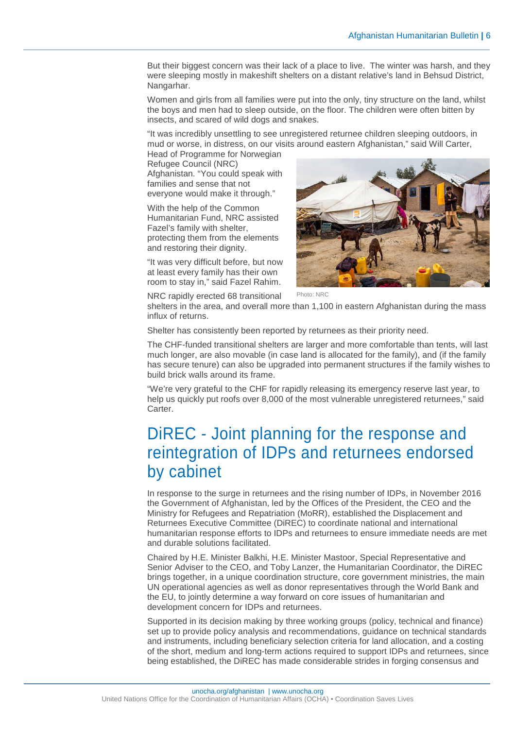But their biggest concern was their lack of a place to live. The winter was harsh, and they were sleeping mostly in makeshift shelters on a distant relative's land in Behsud District, Nangarhar.

Women and girls from all families were put into the only, tiny structure on the land, whilst the boys and men had to sleep outside, on the floor. The children were often bitten by insects, and scared of wild dogs and snakes.

"It was incredibly unsettling to see unregistered returnee children sleeping outdoors, in mud or worse, in distress, on our visits around eastern Afghanistan," said Will Carter, Head of Programme for Norwegian Refugee Council (NRC) Afghanistan. "You could speak with families and sense that not everyone would make it through."

With the help of the Common Humanitarian Fund, NRC assisted Fazel's family with shelter, protecting them from the elements and restoring their dignity.

"It was very difficult before, but now at least every family has their own room to stay in," said Fazel Rahim.

Photo: NRC

NRC rapidly erected 68 transitional shelters in the area, and overall more than 1,100 in eastern Afghanistan during the mass influx of returns.

Shelter has consistently been reported by returnees as their priority need.

The CHF-funded transitional shelters are larger and more comfortable than tents, will last much longer, are also movable (in case land is allocated for the family), and (if the family has secure tenure) can also be upgraded into permanent structures if the family wishes to build brick walls around its frame.

"We're very grateful to the CHF for rapidly releasing its emergency reserve last year, to help us quickly put roofs over 8,000 of the most vulnerable unregistered returnees," said Carter.

## DiREC - Joint planning for the response and reintegration of IDPs and returnees endorsed by cabinet

In response to the surge in returnees and the rising number of IDPs, in November 2016 the Government of Afghanistan, led by the Offices of the President, the CEO and the Ministry for Refugees and Repatriation (MoRR), established the Displacement and Returnees Executive Committee (DiREC) to coordinate national and international humanitarian response efforts to IDPs and returnees to ensure immediate needs are met and durable solutions facilitated.

Chaired by H.E. Minister Balkhi, H.E. Minister Mastoor, Special Representative and Senior Adviser to the CEO, and Toby Lanzer, the Humanitarian Coordinator, the DiREC brings together, in a unique coordination structure, core government ministries, the main UN operational agencies as well as donor representatives through the World Bank and the EU, to jointly determine a way forward on core issues of humanitarian and development concern for IDPs and returnees.

Supported in its decision making by three working groups (policy, technical and finance) set up to provide policy analysis and recommendations, guidance on technical standards and instruments, including beneficiary selection criteria for land allocation, and a costing of the short, medium and long-term actions required to support IDPs and returnees, since being established, the DiREC has made considerable strides in forging consensus and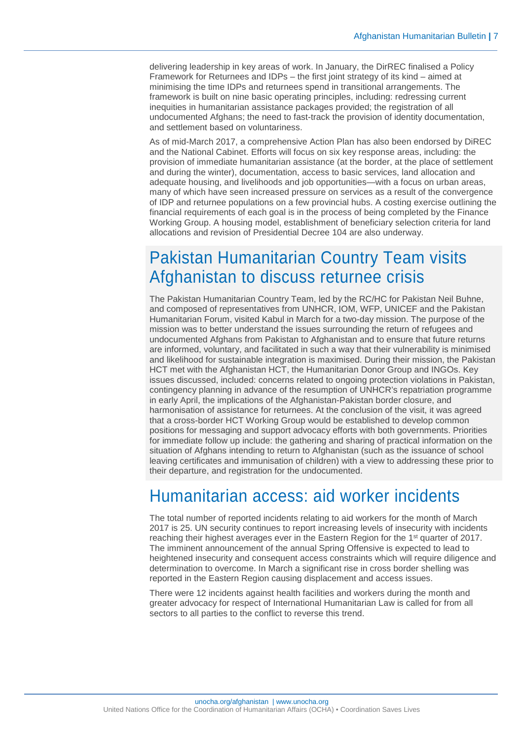delivering leadership in key areas of work. In January, the DirREC finalised a Policy Framework for Returnees and IDPs – the first joint strategy of its kind – aimed at minimising the time IDPs and returnees spend in transitional arrangements. The framework is built on nine basic operating principles, including: redressing current inequities in humanitarian assistance packages provided; the registration of all undocumented Afghans; the need to fast-track the provision of identity documentation, and settlement based on voluntariness.

As of mid-March 2017, a comprehensive Action Plan has also been endorsed by DiREC and the National Cabinet. Efforts will focus on six key response areas, including: the provision of immediate humanitarian assistance (at the border, at the place of settlement and during the winter), documentation, access to basic services, land allocation and adequate housing, and livelihoods and job opportunities—with a focus on urban areas, many of which have seen increased pressure on services as a result of the convergence of IDP and returnee populations on a few provincial hubs. A costing exercise outlining the financial requirements of each goal is in the process of being completed by the Finance Working Group. A housing model, establishment of beneficiary selection criteria for land allocations and revision of Presidential Decree 104 are also underway.

## Pakistan Humanitarian Country Team visits Afghanistan to discuss returnee crisis

The Pakistan Humanitarian Country Team, led by the RC/HC for Pakistan Neil Buhne, and composed of representatives from UNHCR, IOM, WFP, UNICEF and the Pakistan Humanitarian Forum, visited Kabul in March for a two-day mission. The purpose of the mission was to better understand the issues surrounding the return of refugees and undocumented Afghans from Pakistan to Afghanistan and to ensure that future returns are informed, voluntary, and facilitated in such a way that their vulnerability is minimised and likelihood for sustainable integration is maximised. During their mission, the Pakistan HCT met with the Afghanistan HCT, the Humanitarian Donor Group and INGOs. Key issues discussed, included: concerns related to ongoing protection violations in Pakistan, contingency planning in advance of the resumption of UNHCR's repatriation programme in early April, the implications of the Afghanistan-Pakistan border closure, and harmonisation of assistance for returnees. At the conclusion of the visit, it was agreed that a cross-border HCT Working Group would be established to develop common positions for messaging and support advocacy efforts with both governments. Priorities for immediate follow up include: the gathering and sharing of practical information on the situation of Afghans intending to return to Afghanistan (such as the issuance of school leaving certificates and immunisation of children) with a view to addressing these prior to their departure, and registration for the undocumented.

## Humanitarian access: aid worker incidents

The total number of reported incidents relating to aid workers for the month of March 2017 is 25. UN security continues to report increasing levels of insecurity with incidents reaching their highest averages ever in the Eastern Region for the 1st quarter of 2017. The imminent announcement of the annual Spring Offensive is expected to lead to heightened insecurity and consequent access constraints which will require diligence and determination to overcome. In March a significant rise in cross border shelling was reported in the Eastern Region causing displacement and access issues.

There were 12 incidents against health facilities and workers during the month and greater advocacy for respect of International Humanitarian Law is called for from all sectors to all parties to the conflict to reverse this trend.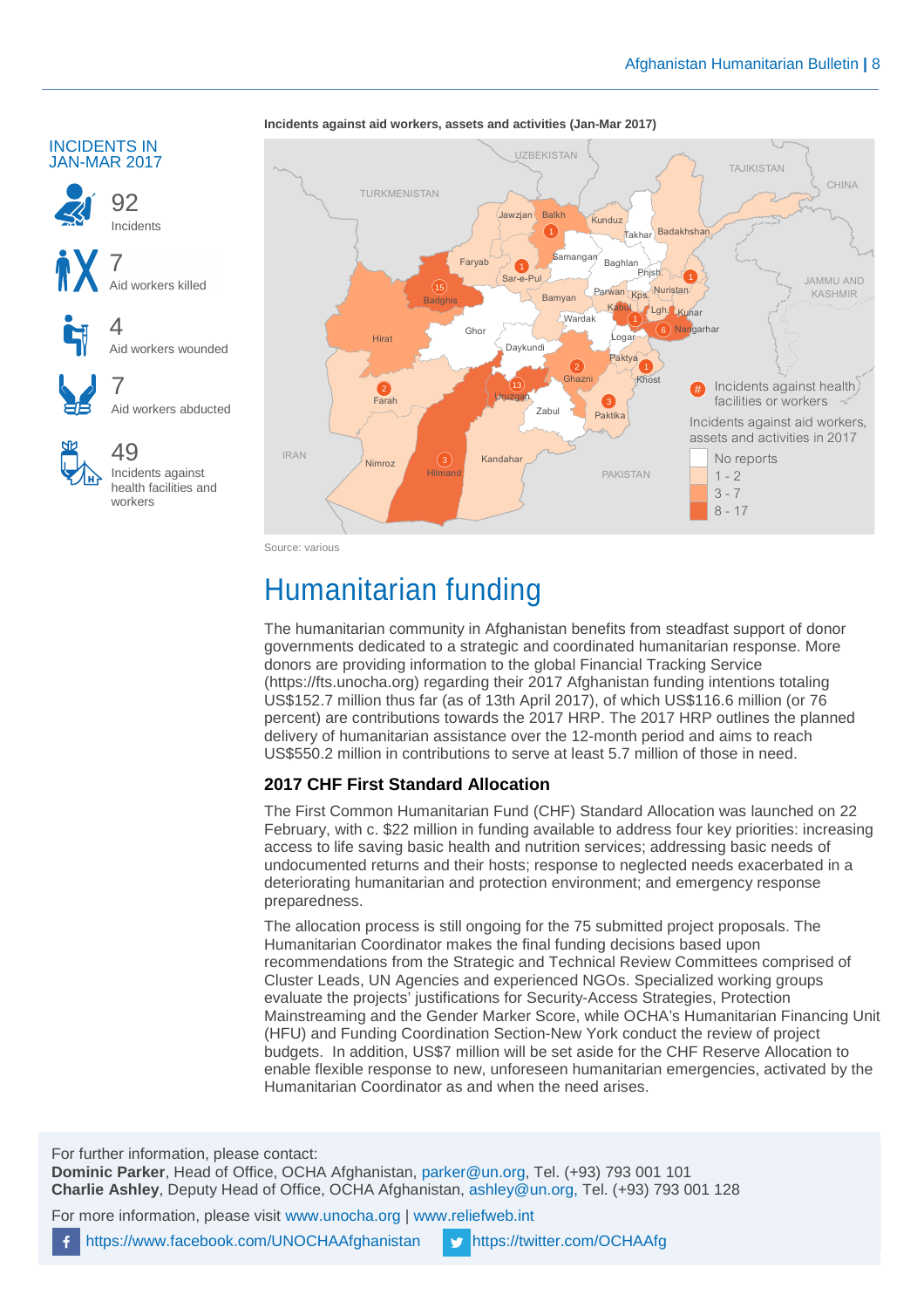INCIDENTS IN JAN-MAR 2017

92
Incidents

7
Aid workers killed

4
Aid workers wounded

7
Aid workers abducted

49
Incidents against health facilities and workers

**Incidents against aid workers, assets and activities (Jan-Mar 2017)**

UZBEKISTAN
TAJIKISTAN
CHINA
TURKMENISTAN
JAMMU AND KASHMIR
IRAN
PAKISTAN

Jawzjan, Balkh, Kunduz, Takhar, Badakhshan, Faryab, Samangan, Sare-Pul, Baghlan, Pnjsh., Badghis, Parwan, Kps., Nuristan, Bamyan, Kabul, Lgh., Kunar, Wardak, Nangarhar, Ghor, Herat, Logar, Daykundi, Paktya, Ghazni, Khost, Farah, Uruzgan, Zabul, Paktika, Nimroz, Hilmand, Kandahar

1, 1, 15, 1, 1, 6, 13, 2, 1, 2, 3, 3

Incidents against health facilities or workers

Incidents against aid workers, assets and activities in 2017

No reports
1 - 2
3 - 7
8 - 17

Source: various

# Humanitarian funding

The humanitarian community in Afghanistan benefits from steadfast support of donor governments dedicated to a strategic and coordinated humanitarian response. More donors are providing information to the global Financial Tracking Service (https://fts.unocha.org) regarding their 2017 Afghanistan funding intentions totaling US$152.7 million thus far (as of 13th April 2017), of which US$116.6 million (or 76 percent) are contributions towards the 2017 HRP. The 2017 HRP outlines the planned delivery of humanitarian assistance over the 12-month period and aims to reach US$550.2 million in contributions to serve at least 5.7 million of those in need.

## 2017 CHF First Standard Allocation

The First Common Humanitarian Fund (CHF) Standard Allocation was launched on 22 February, with c. $22 million in funding available to address four key priorities: increasing access to life saving basic health and nutrition services; addressing basic needs of undocumented returns and their hosts; response to neglected needs exacerbated in a deteriorating humanitarian and protection environment; and emergency response preparedness.

The allocation process is still ongoing for the 75 submitted project proposals. The Humanitarian Coordinator makes the final funding decisions based upon recommendations from the Strategic and Technical Review Committees comprised of Cluster Leads, UN Agencies and experienced NGOs. Specialized working groups evaluate the projects' justifications for Security-Access Strategies, Protection Mainstreaming and the Gender Marker Score, while OCHA's Humanitarian Financing Unit (HFU) and Funding Coordination Section-New York conduct the review of project budgets. In addition, US$7 million will be set aside for the CHF Reserve Allocation to enable flexible response to new, unforeseen humanitarian emergencies, activated by the Humanitarian Coordinator as and when the need arises.

For further information, please contact:
**Dominic Parker**, Head of Office, OCHA Afghanistan, parker@un.org, Tel. (+93) 793 001 101
**Charlie Ashley**, Deputy Head of Office, OCHA Afghanistan, ashley@un.org, Tel. (+93) 793 001 128

For more information, please visit www.unocha.org | www.reliefweb.int

https://www.facebook.com/UNOCHAAfghanistan https://twitter.com/OCHAAfg